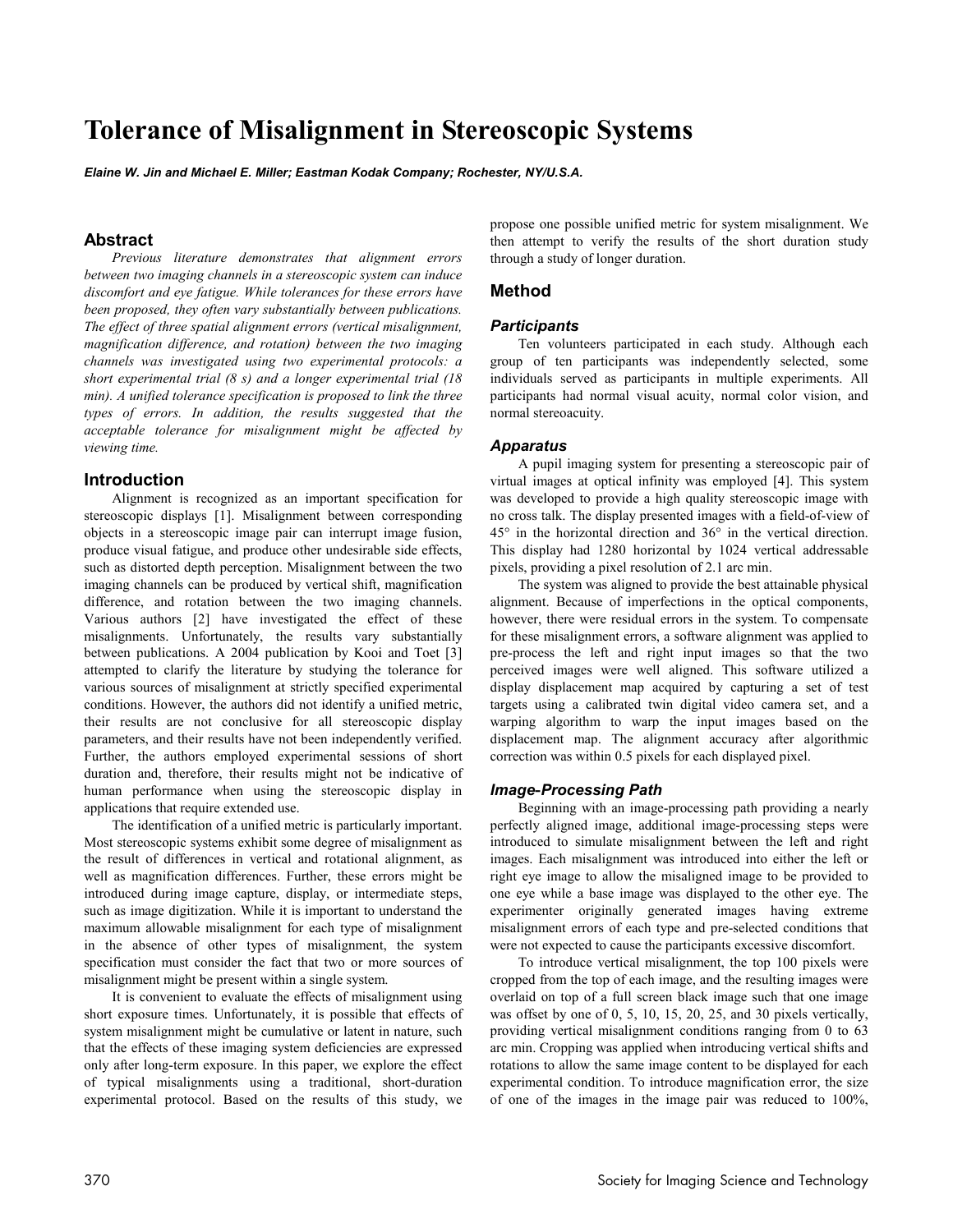# Tolerance of Misalignment in Stereoscopic Systems

***Elaine W. Jin and Michael E. Miller; Eastman Kodak Company; Rochester, NY/U.S.A.***

## Abstract

*Previous literature demonstrates that alignment errors between two imaging channels in a stereoscopic system can induce discomfort and eye fatigue. While tolerances for these errors have been proposed, they often vary substantially between publications. The effect of three spatial alignment errors (vertical misalignment, magnification difference, and rotation) between the two imaging channels was investigated using two experimental protocols: a short experimental trial (8 s) and a longer experimental trial (18 min). A unified tolerance specification is proposed to link the three types of errors. In addition, the results suggested that the acceptable tolerance for misalignment might be affected by viewing time.*

## Introduction

Alignment is recognized as an important specification for stereoscopic displays [1]. Misalignment between corresponding objects in a stereoscopic image pair can interrupt image fusion, produce visual fatigue, and produce other undesirable side effects, such as distorted depth perception. Misalignment between the two imaging channels can be produced by vertical shift, magnification difference, and rotation between the two imaging channels. Various authors [2] have investigated the effect of these misalignments. Unfortunately, the results vary substantially between publications. A 2004 publication by Kooi and Toet [3] attempted to clarify the literature by studying the tolerance for various sources of misalignment at strictly specified experimental conditions. However, the authors did not identify a unified metric, their results are not conclusive for all stereoscopic display parameters, and their results have not been independently verified. Further, the authors employed experimental sessions of short duration and, therefore, their results might not be indicative of human performance when using the stereoscopic display in applications that require extended use.

The identification of a unified metric is particularly important. Most stereoscopic systems exhibit some degree of misalignment as the result of differences in vertical and rotational alignment, as well as magnification differences. Further, these errors might be introduced during image capture, display, or intermediate steps, such as image digitization. While it is important to understand the maximum allowable misalignment for each type of misalignment in the absence of other types of misalignment, the system specification must consider the fact that two or more sources of misalignment might be present within a single system.

It is convenient to evaluate the effects of misalignment using short exposure times. Unfortunately, it is possible that effects of system misalignment might be cumulative or latent in nature, such that the effects of these imaging system deficiencies are expressed only after long-term exposure. In this paper, we explore the effect of typical misalignments using a traditional, short-duration experimental protocol. Based on the results of this study, we propose one possible unified metric for system misalignment. We then attempt to verify the results of the short duration study through a study of longer duration.

## Method

### Participants

Ten volunteers participated in each study. Although each group of ten participants was independently selected, some individuals served as participants in multiple experiments. All participants had normal visual acuity, normal color vision, and normal stereoacuity.

### Apparatus

A pupil imaging system for presenting a stereoscopic pair of virtual images at optical infinity was employed [4]. This system was developed to provide a high quality stereoscopic image with no cross talk. The display presented images with a field-of-view of 45° in the horizontal direction and 36° in the vertical direction. This display had 1280 horizontal by 1024 vertical addressable pixels, providing a pixel resolution of 2.1 arc min.

The system was aligned to provide the best attainable physical alignment. Because of imperfections in the optical components, however, there were residual errors in the system. To compensate for these misalignment errors, a software alignment was applied to pre-process the left and right input images so that the two perceived images were well aligned. This software utilized a display displacement map acquired by capturing a set of test targets using a calibrated twin digital video camera set, and a warping algorithm to warp the input images based on the displacement map. The alignment accuracy after algorithmic correction was within 0.5 pixels for each displayed pixel.

### Image-Processing Path

Beginning with an image-processing path providing a nearly perfectly aligned image, additional image-processing steps were introduced to simulate misalignment between the left and right images. Each misalignment was introduced into either the left or right eye image to allow the misaligned image to be provided to one eye while a base image was displayed to the other eye. The experimenter originally generated images having extreme misalignment errors of each type and pre-selected conditions that were not expected to cause the participants excessive discomfort.

To introduce vertical misalignment, the top 100 pixels were cropped from the top of each image, and the resulting images were overlaid on top of a full screen black image such that one image was offset by one of 0, 5, 10, 15, 20, 25, and 30 pixels vertically, providing vertical misalignment conditions ranging from 0 to 63 arc min. Cropping was applied when introducing vertical shifts and rotations to allow the same image content to be displayed for each experimental condition. To introduce magnification error, the size of one of the images in the image pair was reduced to 100%,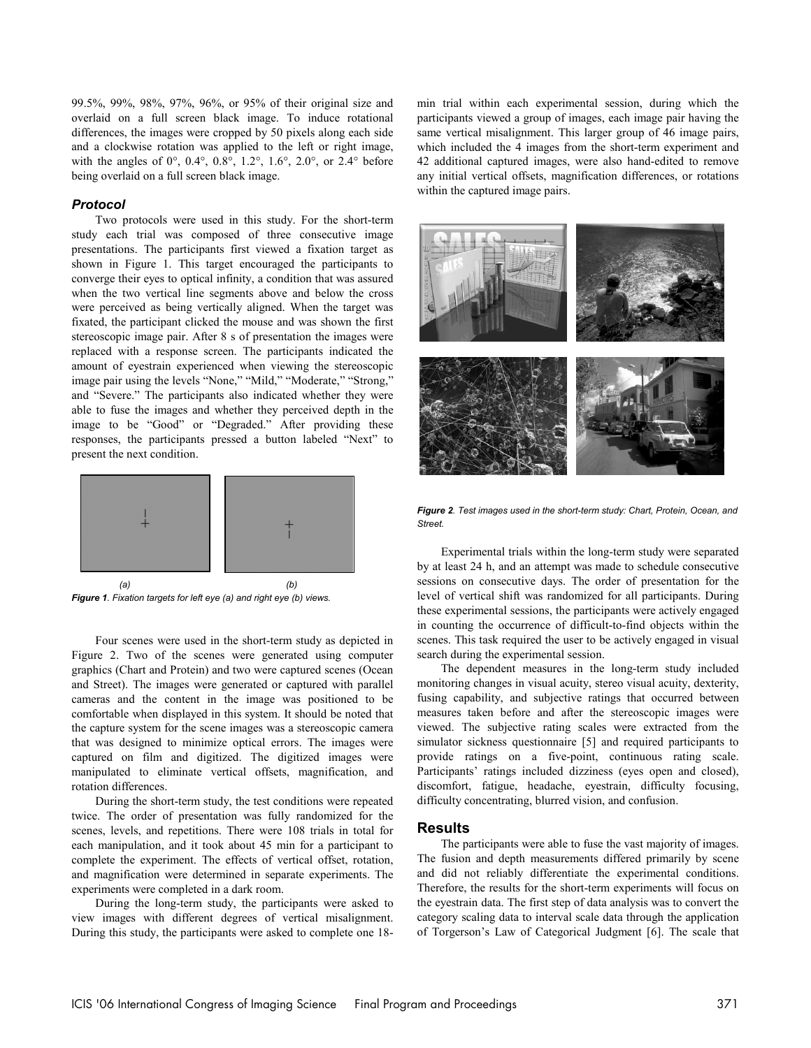99.5%, 99%, 98%, 97%, 96%, or 95% of their original size and overlaid on a full screen black image. To induce rotational differences, the images were cropped by 50 pixels along each side and a clockwise rotation was applied to the left or right image, with the angles of 0°, 0.4°, 0.8°, 1.2°, 1.6°, 2.0°, or 2.4° before being overlaid on a full screen black image.

### *Protocol*

Two protocols were used in this study. For the short-term study each trial was composed of three consecutive image presentations. The participants first viewed a fixation target as shown in Figure 1. This target encouraged the participants to converge their eyes to optical infinity, a condition that was assured when the two vertical line segments above and below the cross were perceived as being vertically aligned. When the target was fixated, the participant clicked the mouse and was shown the first stereoscopic image pair. After 8 s of presentation the images were replaced with a response screen. The participants indicated the amount of eyestrain experienced when viewing the stereoscopic image pair using the levels "None," "Mild," "Moderate," "Strong," and "Severe." The participants also indicated whether they were able to fuse the images and whether they perceived depth in the image to be "Good" or "Degraded." After providing these responses, the participants pressed a button labeled "Next" to present the next condition.

*(a)* *(b)*

***Figure 1**. Fixation targets for left eye (a) and right eye (b) views.*

Four scenes were used in the short-term study as depicted in Figure 2. Two of the scenes were generated using computer graphics (Chart and Protein) and two were captured scenes (Ocean and Street). The images were generated or captured with parallel cameras and the content in the image was positioned to be comfortable when displayed in this system. It should be noted that the capture system for the scene images was a stereoscopic camera that was designed to minimize optical errors. The images were captured on film and digitized. The digitized images were manipulated to eliminate vertical offsets, magnification, and rotation differences.

During the short-term study, the test conditions were repeated twice. The order of presentation was fully randomized for the scenes, levels, and repetitions. There were 108 trials in total for each manipulation, and it took about 45 min for a participant to complete the experiment. The effects of vertical offset, rotation, and magnification were determined in separate experiments. The experiments were completed in a dark room.

During the long-term study, the participants were asked to view images with different degrees of vertical misalignment. During this study, the participants were asked to complete one 18-min trial within each experimental session, during which the participants viewed a group of images, each image pair having the same vertical misalignment. This larger group of 46 image pairs, which included the 4 images from the short-term experiment and 42 additional captured images, were also hand-edited to remove any initial vertical offsets, magnification differences, or rotations within the captured image pairs.

***Figure 2**. Test images used in the short-term study: Chart, Protein, Ocean, and Street.*

Experimental trials within the long-term study were separated by at least 24 h, and an attempt was made to schedule consecutive sessions on consecutive days. The order of presentation for the level of vertical shift was randomized for all participants. During these experimental sessions, the participants were actively engaged in counting the occurrence of difficult-to-find objects within the scenes. This task required the user to be actively engaged in visual search during the experimental session.

The dependent measures in the long-term study included monitoring changes in visual acuity, stereo visual acuity, dexterity, fusing capability, and subjective ratings that occurred between measures taken before and after the stereoscopic images were viewed. The subjective rating scales were extracted from the simulator sickness questionnaire [5] and required participants to provide ratings on a five-point, continuous rating scale. Participants' ratings included dizziness (eyes open and closed), discomfort, fatigue, headache, eyestrain, difficulty focusing, difficulty concentrating, blurred vision, and confusion.

## Results

The participants were able to fuse the vast majority of images. The fusion and depth measurements differed primarily by scene and did not reliably differentiate the experimental conditions. Therefore, the results for the short-term experiments will focus on the eyestrain data. The first step of data analysis was to convert the category scaling data to interval scale data through the application of Torgerson's Law of Categorical Judgment [6]. The scale that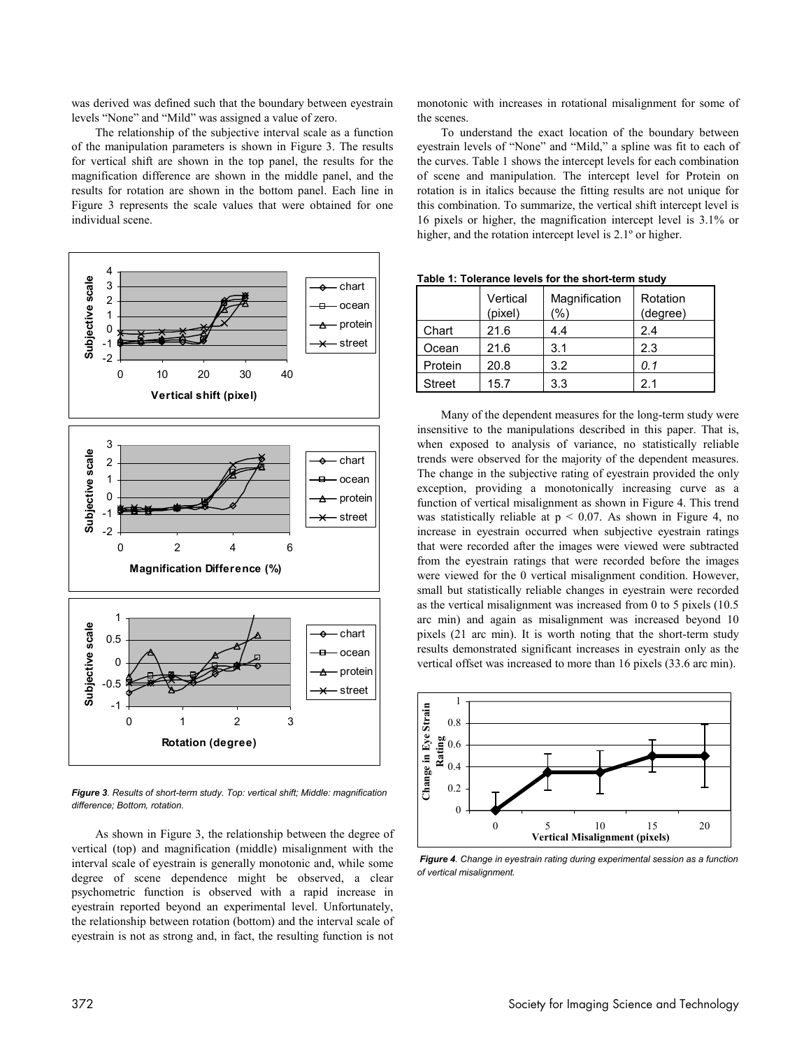was derived was defined such that the boundary between eyestrain levels "None" and "Mild" was assigned a value of zero.

The relationship of the subjective interval scale as a function of the manipulation parameters is shown in Figure 3. The results for vertical shift are shown in the top panel, the results for the magnification difference are shown in the middle panel, and the results for rotation are shown in the bottom panel. Each line in Figure 3 represents the scale values that were obtained for one individual scene.

*Figure 3. Results of short-term study. Top: vertical shift; Middle: magnification difference; Bottom, rotation.*

As shown in Figure 3, the relationship between the degree of vertical (top) and magnification (middle) misalignment with the interval scale of eyestrain is generally monotonic and, while some degree of scene dependence might be observed, a clear psychometric function is observed with a rapid increase in eyestrain reported beyond an experimental level. Unfortunately, the relationship between rotation (bottom) and the interval scale of eyestrain is not as strong and, in fact, the resulting function is not monotonic with increases in rotational misalignment for some of the scenes.

To understand the exact location of the boundary between eyestrain levels of "None" and "Mild," a spline was fit to each of the curves. Table 1 shows the intercept levels for each combination of scene and manipulation. The intercept level for Protein on rotation is in italics because the fitting results are not unique for this combination. To summarize, the vertical shift intercept level is 16 pixels or higher, the magnification intercept level is 3.1% or higher, and the rotation intercept level is 2.1º or higher.

**Table 1: Tolerance levels for the short-term study**

| | Vertical (pixel) | Magnification (%) | Rotation (degree) |
|---|---|---|---|
| Chart | 21.6 | 4.4 | 2.4 |
| Ocean | 21.6 | 3.1 | 2.3 |
| Protein | 20.8 | 3.2 | *0.1* |
| Street | 15.7 | 3.3 | 2.1 |

Many of the dependent measures for the long-term study were insensitive to the manipulations described in this paper. That is, when exposed to analysis of variance, no statistically reliable trends were observed for the majority of the dependent measures. The change in the subjective rating of eyestrain provided the only exception, providing a monotonically increasing curve as a function of vertical misalignment as shown in Figure 4. This trend was statistically reliable at $p < 0.07$. As shown in Figure 4, no increase in eyestrain occurred when subjective eyestrain ratings that were recorded after the images were viewed were subtracted from the eyestrain ratings that were recorded before the images were viewed for the 0 vertical misalignment condition. However, small but statistically reliable changes in eyestrain were recorded as the vertical misalignment was increased from 0 to 5 pixels (10.5 arc min) and again as misalignment was increased beyond 10 pixels (21 arc min). It is worth noting that the short-term study results demonstrated significant increases in eyestrain only as the vertical offset was increased to more than 16 pixels (33.6 arc min).

*Figure 4. Change in eyestrain rating during experimental session as a function of vertical misalignment.*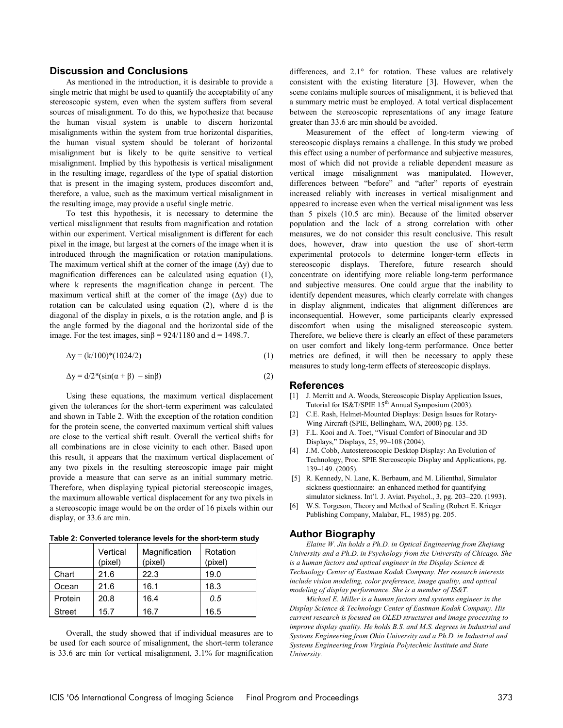## Discussion and Conclusions

As mentioned in the introduction, it is desirable to provide a single metric that might be used to quantify the acceptability of any stereoscopic system, even when the system suffers from several sources of misalignment. To do this, we hypothesize that because the human visual system is unable to discern horizontal misalignments within the system from true horizontal disparities, the human visual system should be tolerant of horizontal misalignment but is likely to be quite sensitive to vertical misalignment. Implied by this hypothesis is vertical misalignment in the resulting image, regardless of the type of spatial distortion that is present in the imaging system, produces discomfort and, therefore, a value, such as the maximum vertical misalignment in the resulting image, may provide a useful single metric.

To test this hypothesis, it is necessary to determine the vertical misalignment that results from magnification and rotation within our experiment. Vertical misalignment is different for each pixel in the image, but largest at the corners of the image when it is introduced through the magnification or rotation manipulations. The maximum vertical shift at the corner of the image ($\Delta y$) due to magnification differences can be calculated using equation (1), where k represents the magnification change in percent. The maximum vertical shift at the corner of the image ($\Delta y$) due to rotation can be calculated using equation (2), where d is the diagonal of the display in pixels, $\alpha$ is the rotation angle, and $\beta$ is the angle formed by the diagonal and the horizontal side of the image. For the test images, $\sin\beta = 924/1180$ and $d = 1498.7$.

$$\Delta y = (k/100)*(1024/2) \quad (1)$$

$$\Delta y = d/2*(\sin(\alpha + \beta) - \sin\beta) \quad (2)$$

Using these equations, the maximum vertical displacement given the tolerances for the short-term experiment was calculated and shown in Table 2. With the exception of the rotation condition for the protein scene, the converted maximum vertical shift values are close to the vertical shift result. Overall the vertical shifts for all combinations are in close vicinity to each other. Based upon this result, it appears that the maximum vertical displacement of any two pixels in the resulting stereoscopic image pair might provide a measure that can serve as an initial summary metric. Therefore, when displaying typical pictorial stereoscopic images, the maximum allowable vertical displacement for any two pixels in a stereoscopic image would be on the order of 16 pixels within our display, or 33.6 arc min.

**Table 2: Converted tolerance levels for the short-term study**

| | Vertical (pixel) | Magnification (pixel) | Rotation (pixel) |
|---|---|---|---|
| Chart | 21.6 | 22.3 | 19.0 |
| Ocean | 21.6 | 16.1 | 18.3 |
| Protein | 20.8 | 16.4 | *0.5* |
| Street | 15.7 | 16.7 | 16.5 |

Overall, the study showed that if individual measures are to be used for each source of misalignment, the short-term tolerance is 33.6 arc min for vertical misalignment, 3.1% for magnification differences, and 2.1° for rotation. These values are relatively consistent with the existing literature [3]. However, when the scene contains multiple sources of misalignment, it is believed that a summary metric must be employed. A total vertical displacement between the stereoscopic representations of any image feature greater than 33.6 arc min should be avoided.

Measurement of the effect of long-term viewing of stereoscopic displays remains a challenge. In this study we probed this effect using a number of performance and subjective measures, most of which did not provide a reliable dependent measure as vertical image misalignment was manipulated. However, differences between "before" and "after" reports of eyestrain increased reliably with increases in vertical misalignment and appeared to increase even when the vertical misalignment was less than 5 pixels (10.5 arc min). Because of the limited observer population and the lack of a strong correlation with other measures, we do not consider this result conclusive. This result does, however, draw into question the use of short-term experimental protocols to determine longer-term effects in stereoscopic displays. Therefore, future research should concentrate on identifying more reliable long-term performance and subjective measures. One could argue that the inability to identify dependent measures, which clearly correlate with changes in display alignment, indicates that alignment differences are inconsequential. However, some participants clearly expressed discomfort when using the misaligned stereoscopic system. Therefore, we believe there is clearly an effect of these parameters on user comfort and likely long-term performance. Once better metrics are defined, it will then be necessary to apply these measures to study long-term effects of stereoscopic displays.

## References

[1] J. Merritt and A. Woods, Stereoscopic Display Application Issues, Tutorial for IS&T/SPIE 15th Annual Symposium (2003).

[2] C.E. Rash, Helmet-Mounted Displays: Design Issues for Rotary-Wing Aircraft (SPIE, Bellingham, WA, 2000) pg. 135.

[3] F.L. Kooi and A. Toet, "Visual Comfort of Binocular and 3D Displays," Displays, 25, 99–108 (2004).

[4] J.M. Cobb, Autostereoscopic Desktop Display: An Evolution of Technology, Proc. SPIE Stereoscopic Display and Applications, pg. 139–149. (2005).

[5] R. Kennedy, N. Lane, K. Berbaum, and M. Lilienthal, Simulator sickness questionnaire: an enhanced method for quantifying simulator sickness. Int'l. J. Aviat. Psychol., 3, pg. 203–220. (1993).

[6] W.S. Torgeson, Theory and Method of Scaling (Robert E. Krieger Publishing Company, Malabar, FL, 1985) pg. 205.

## Author Biography

*Elaine W. Jin holds a Ph.D. in Optical Engineering from Zhejiang University and a Ph.D. in Psychology from the University of Chicago. She is a human factors and optical engineer in the Display Science & Technology Center of Eastman Kodak Company. Her research interests include vision modeling, color preference, image quality, and optical modeling of display performance. She is a member of IS&T.*

*Michael E. Miller is a human factors and systems engineer in the Display Science & Technology Center of Eastman Kodak Company. His current research is focused on OLED structures and image processing to improve display quality. He holds B.S. and M.S. degrees in Industrial and Systems Engineering from Ohio University and a Ph.D. in Industrial and Systems Engineering from Virginia Polytechnic Institute and State University.*